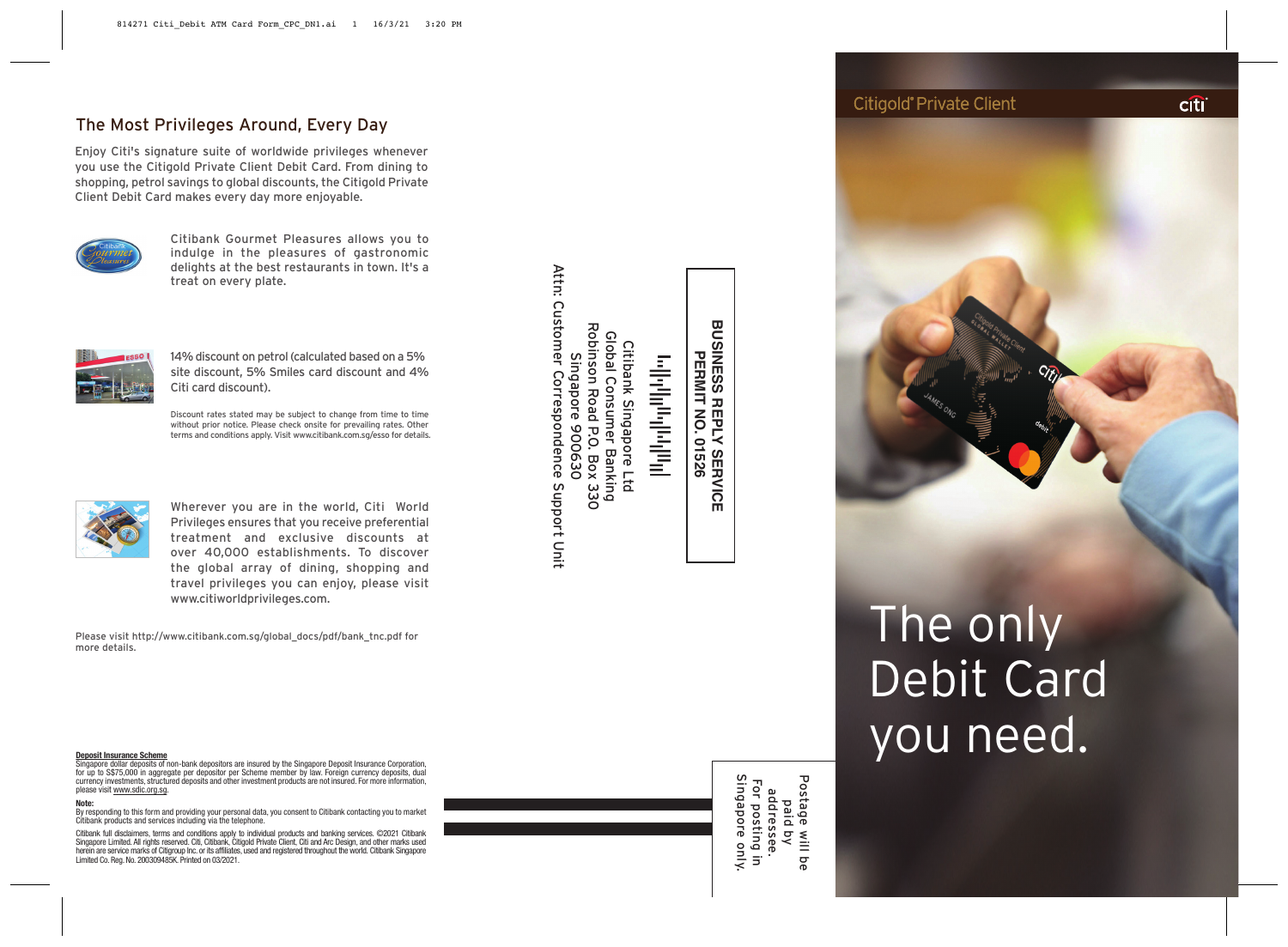## The Most Privileges Around, Every Day

Enjoy Citi's signature suite of worldwide privileges whenever you use the Citigold Private Client Debit Card. From dining to shopping, petrol savings to global discounts, the Citigold Private Client Debit Card makes every day more enjoyable.

Citibank Gourmet Pleasures allows you to indulge in the pleasures of gastronomic delights at the best restaurants in town. It's a treat on every plate.

14% discount on petrol (calculated based on a 5% site discount, 5% Smiles card discount and 4% Citi card discount).

Discount rates stated may be subject to change from time to time without prior notice. Please check onsite for prevailing rates. Other terms and conditions apply. Visit www.citibank.com.sg/esso for details.

Wherever you are in the world, Citi World Privileges ensures that you receive preferential treatment and exclusive discounts at over 40,000 establishments. To discover the global array of dining, shopping and travel privileges you can enjoy, please visit www.citiworldprivileges.com.

Please visit http://www.citibank.com.sg/global_docs/pdf/bank_tnc.pdf for more details.

**Deposit Insurance Scheme**
Singapore dollar deposits of non-bank depositors are insured by the Singapore Deposit Insurance Corporation, for up to S$75,000 in aggregate per depositor per Scheme member by law. Foreign currency deposits, dual currency investments, structured deposits and other investment products are not insured. For more information, please visit www.sdic.org.sg.

**Note:**
By responding to this form and providing your personal data, you consent to Citibank contacting you to market Citibank products and services including via the telephone.

Citibank full disclaimers, terms and conditions apply to individual products and banking services. ©2021 Citibank Singapore Limited. All rights reserved. Citi, Citibank, Citigold Private Client, Citi and Arc Design, and other marks used herein are service marks of Citigroup Inc. or its affiliates, used and registered throughout the world. Citibank Singapore Limited Co. Reg. No. 200309485K. Printed on 03/2021.

**BUSINESS REPLY SERVICE**
**PERMIT NO. 01526**

Citibank Singapore Ltd
Global Consumer Banking
Robinson Road P.O. Box 330
Singapore 900630
Attn: Customer Correspondence Support Unit

Postage will be paid by addressee.
For posting in Singapore only.

Citigold® Private Client

# The only Debit Card you need.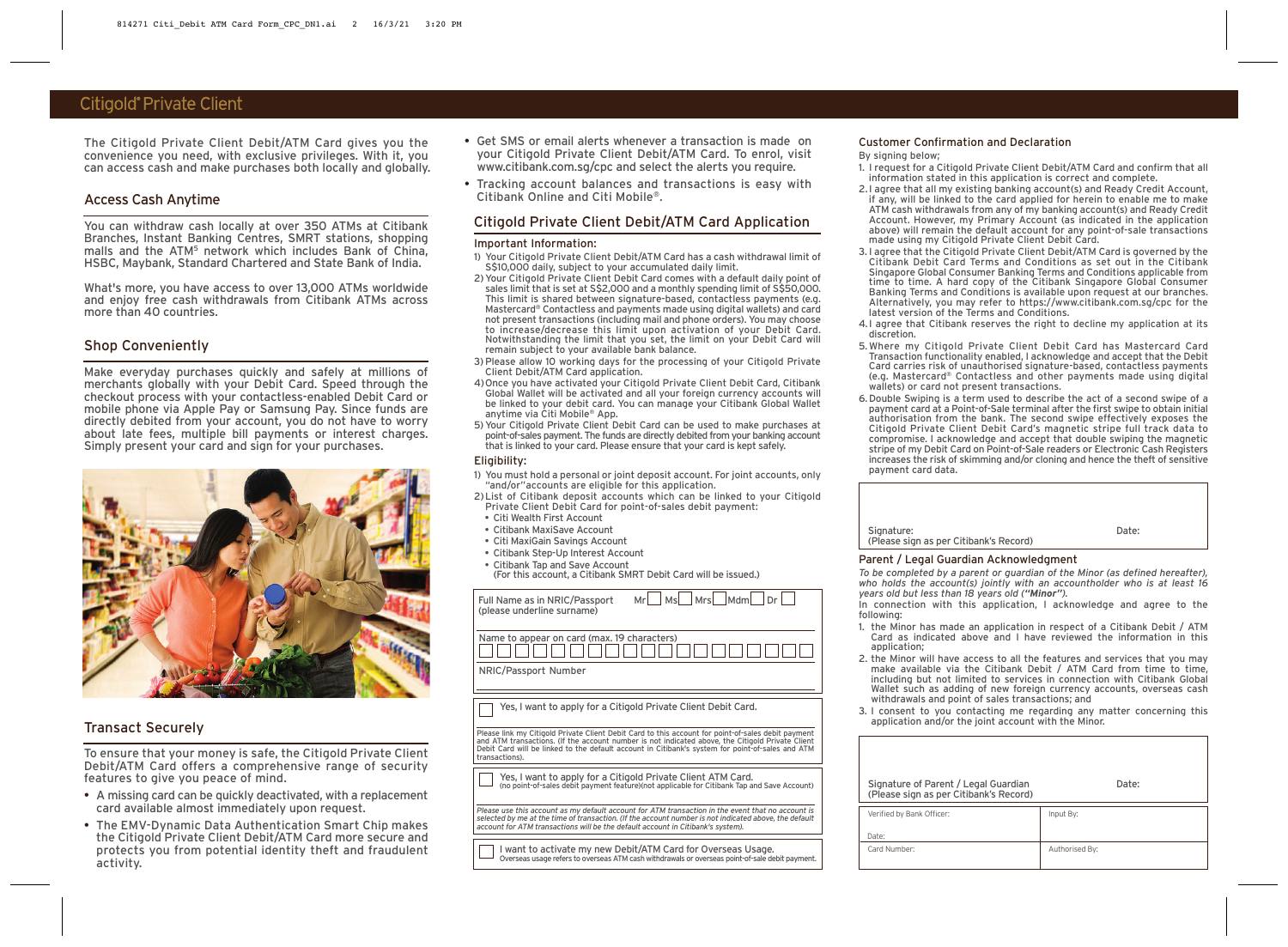# Citigold® Private Client

The Citigold Private Client Debit/ATM Card gives you the convenience you need, with exclusive privileges. With it, you can access cash and make purchases both locally and globally.

## Access Cash Anytime

You can withdraw cash locally at over 350 ATMs at Citibank Branches, Instant Banking Centres, SMRT stations, shopping malls and the ATM[5] network which includes Bank of China, HSBC, Maybank, Standard Chartered and State Bank of India.

What's more, you have access to over 13,000 ATMs worldwide and enjoy free cash withdrawals from Citibank ATMs across more than 40 countries.

## Shop Conveniently

Make everyday purchases quickly and safely at millions of merchants globally with your Debit Card. Speed through the checkout process with your contactless-enabled Debit Card or mobile phone via Apple Pay or Samsung Pay. Since funds are directly debited from your account, you do not have to worry about late fees, multiple bill payments or interest charges. Simply present your card and sign for your purchases.

## Transact Securely

To ensure that your money is safe, the Citigold Private Client Debit/ATM Card offers a comprehensive range of security features to give you peace of mind.

- A missing card can be quickly deactivated, with a replacement card available almost immediately upon request.
- The EMV-Dynamic Data Authentication Smart Chip makes the Citigold Private Client Debit/ATM Card more secure and protects you from potential identity theft and fraudulent activity.
- Get SMS or email alerts whenever a transaction is made on your Citigold Private Client Debit/ATM Card. To enrol, visit www.citibank.com.sg/cpc and select the alerts you require.
- Tracking account balances and transactions is easy with Citibank Online and Citi Mobile®.

## Citigold Private Client Debit/ATM Card Application

### Important Information:

1) Your Citigold Private Client Debit/ATM Card has a cash withdrawal limit of S$10,000 daily, subject to your accumulated daily limit.
2) Your Citigold Private Client Debit Card comes with a default daily point of sales limit that is set at S$2,000 and a monthly spending limit of S$50,000. This limit is shared between signature-based, contactless payments (e.g. Mastercard® Contactless and payments made using digital wallets) and card not present transactions (including mail and phone orders). You may choose to increase/decrease this limit upon activation of your Debit Card. Notwithstanding the limit that you set, the limit on your Debit Card will remain subject to your available bank balance.
3) Please allow 10 working days for the processing of your Citigold Private Client Debit/ATM Card application.
4) Once you have activated your Citigold Private Client Debit Card, Citibank Global Wallet will be activated and all your foreign currency accounts will be linked to your debit card. You can manage your Citibank Global Wallet anytime via Citi Mobile® App.
5) Your Citigold Private Client Debit Card can be used to make purchases at point-of-sales payment. The funds are directly debited from your banking account that is linked to your card. Please ensure that your card is kept safely.

### Eligibility:

1) You must hold a personal or joint deposit account. For joint accounts, only "and/or" accounts are eligible for this application.
2) List of Citibank deposit accounts which can be linked to your Citigold Private Client Debit Card for point-of-sales debit payment:
   - Citi Wealth First Account
   - Citibank MaxiSave Account
   - Citi MaxiGain Savings Account
   - Citibank Step-Up Interest Account
   - Citibank Tap and Save Account
     (For this account, a Citibank SMRT Debit Card will be issued.)

Full Name as in NRIC/Passport (please underline surname) Mr ☐ Ms ☐ Mrs ☐ Mdm ☐ Dr ☐

Name to appear on card (max. 19 characters)
☐☐☐☐☐☐☐☐☐☐☐☐☐☐☐☐☐☐☐

NRIC/Passport Number

☐ Yes, I want to apply for a Citigold Private Client Debit Card.

Please link my Citigold Private Client Debit Card to this account for point-of-sales debit payment and ATM transactions. (If the account number is not indicated above, the Citigold Private Client Debit Card will be linked to the default account in Citibank's system for point-of-sales and ATM transactions).

☐ Yes, I want to apply for a Citigold Private Client ATM Card.
(no point-of-sales debit payment feature)(not applicable for Citibank Tap and Save Account)

*Please use this account as my default account for ATM transaction in the event that no account is selected by me at the time of transaction. (If the account number is not indicated above, the default account for ATM transactions will be the default account in Citibank's system).*

☐ I want to activate my new Debit/ATM Card for Overseas Usage.
Overseas usage refers to overseas ATM cash withdrawals or overseas point-of-sale debit payment.

### Customer Confirmation and Declaration

By signing below;

1. I request for a Citigold Private Client Debit/ATM Card and confirm that all information stated in this application is correct and complete.
2. I agree that all my existing banking account(s) and Ready Credit Account, if any, will be linked to the card applied for herein to enable me to make ATM cash withdrawals from any of my banking account(s) and Ready Credit Account. However, my Primary Account (as indicated in the application above) will remain the default account for any point-of-sale transactions made using my Citigold Private Client Debit Card.
3. I agree that the Citigold Private Client Debit/ATM Card is governed by the Citibank Debit Card Terms and Conditions as set out in the Citibank Singapore Global Consumer Banking Terms and Conditions applicable from time to time. A hard copy of the Citibank Singapore Global Consumer Banking Terms and Conditions is available upon request at our branches. Alternatively, you may refer to https://www.citibank.com.sg/cpc for the latest version of the Terms and Conditions.
4. I agree that Citibank reserves the right to decline my application at its discretion.
5. Where my Citigold Private Client Debit Card has Mastercard Card Transaction functionality enabled, I acknowledge and accept that the Debit Card carries risk of unauthorised signature-based, contactless payments (e.g. Mastercard® Contactless and other payments made using digital wallets) or card not present transactions.
6. Double Swiping is a term used to describe the act of a second swipe of a payment card at a Point-of-Sale terminal after the first swipe to obtain initial authorisation from the bank. The second swipe effectively exposes the Citigold Private Client Debit Card's magnetic stripe full track data to compromise. I acknowledge and accept that double swiping the magnetic stripe of my Debit Card on Point-of-Sale readers or Electronic Cash Registers increases the risk of skimming and/or cloning and hence the theft of sensitive payment card data.

Signature: (Please sign as per Citibank's Record) Date:

### Parent / Legal Guardian Acknowledgment

*To be completed by a parent or guardian of the Minor (as defined hereafter), who holds the account(s) jointly with an accountholder who is at least 16 years old but less than 18 years old ("Minor").*

In connection with this application, I acknowledge and agree to the following:

1. the Minor has made an application in respect of a Citibank Debit / ATM Card as indicated above and I have reviewed the information in this application;
2. the Minor will have access to all the features and services that you may make available via the Citibank Debit / ATM Card from time to time, including but not limited to services in connection with Citibank Global Wallet such as adding of new foreign currency accounts, overseas cash withdrawals and point of sales transactions; and
3. I consent to you contacting me regarding any matter concerning this application and/or the joint account with the Minor.

Signature of Parent / Legal Guardian (Please sign as per Citibank's Record) Date:

| | |
|---|---|
| Verified by Bank Officer: | Input By: |
| Date: | |
| Card Number: | Authorised By: |